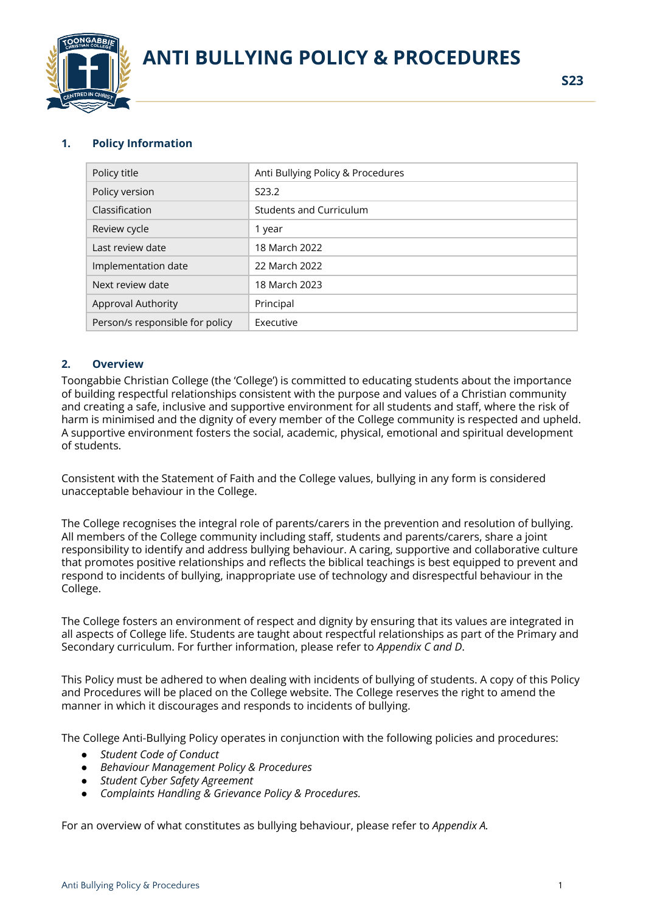# ANTI BULLYING POLICY & PROCEDURES

S23

## 1. Policy Information

| Policy title | Anti Bullying Policy & Procedures |
|---|---|
| Policy version | S23.2 |
| Classification | Students and Curriculum |
| Review cycle | 1 year |
| Last review date | 18 March 2022 |
| Implementation date | 22 March 2022 |
| Next review date | 18 March 2023 |
| Approval Authority | Principal |
| Person/s responsible for policy | Executive |

## 2. Overview

Toongabbie Christian College (the 'College') is committed to educating students about the importance of building respectful relationships consistent with the purpose and values of a Christian community and creating a safe, inclusive and supportive environment for all students and staff, where the risk of harm is minimised and the dignity of every member of the College community is respected and upheld. A supportive environment fosters the social, academic, physical, emotional and spiritual development of students.

Consistent with the Statement of Faith and the College values, bullying in any form is considered unacceptable behaviour in the College.

The College recognises the integral role of parents/carers in the prevention and resolution of bullying. All members of the College community including staff, students and parents/carers, share a joint responsibility to identify and address bullying behaviour. A caring, supportive and collaborative culture that promotes positive relationships and reflects the biblical teachings is best equipped to prevent and respond to incidents of bullying, inappropriate use of technology and disrespectful behaviour in the College.

The College fosters an environment of respect and dignity by ensuring that its values are integrated in all aspects of College life. Students are taught about respectful relationships as part of the Primary and Secondary curriculum. For further information, please refer to *Appendix C and D*.

This Policy must be adhered to when dealing with incidents of bullying of students. A copy of this Policy and Procedures will be placed on the College website. The College reserves the right to amend the manner in which it discourages and responds to incidents of bullying.

The College Anti-Bullying Policy operates in conjunction with the following policies and procedures:

- *Student Code of Conduct*
- *Behaviour Management Policy & Procedures*
- *Student Cyber Safety Agreement*
- *Complaints Handling & Grievance Policy & Procedures.*

For an overview of what constitutes as bullying behaviour, please refer to *Appendix A.*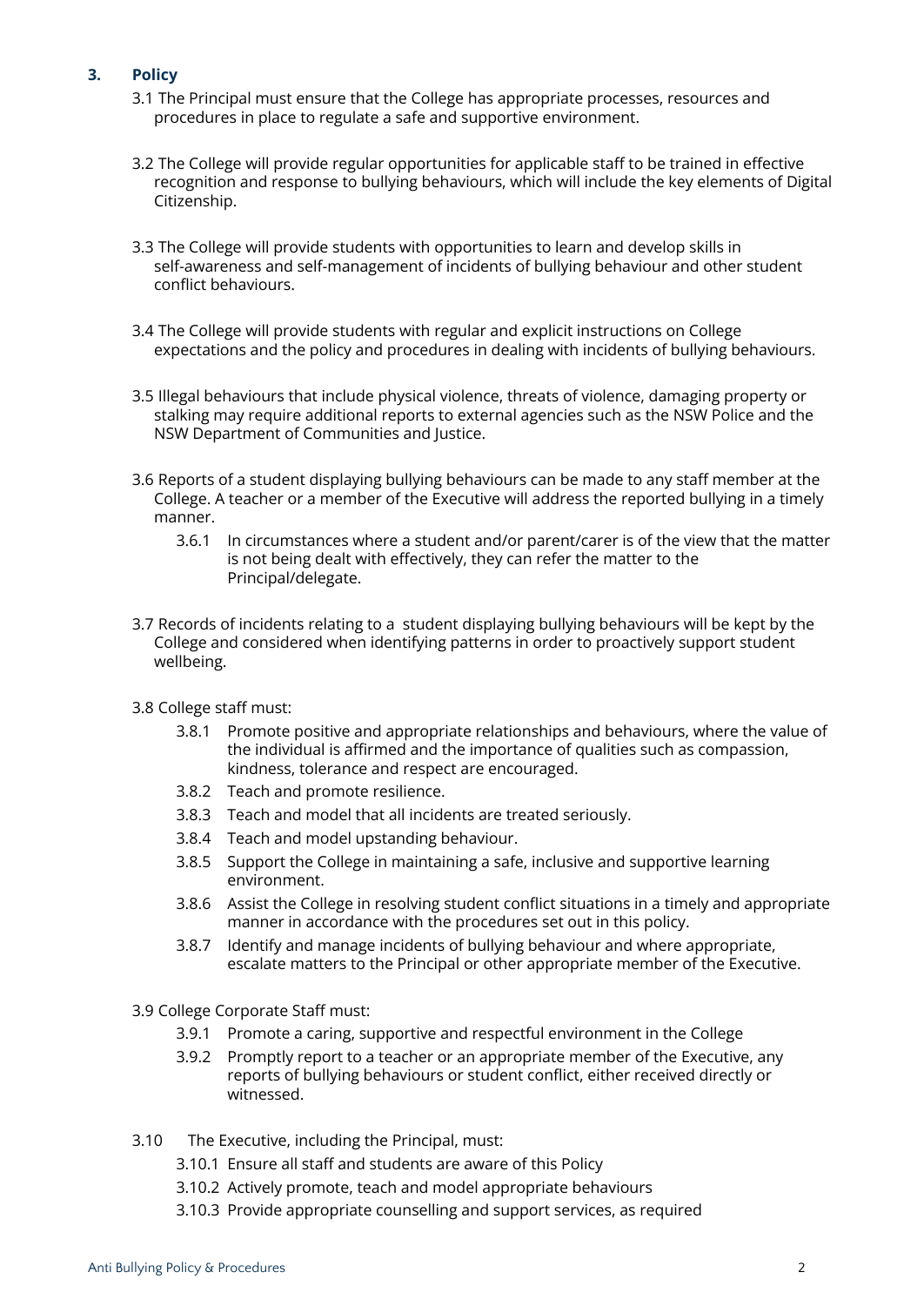## 3. Policy

3.1 The Principal must ensure that the College has appropriate processes, resources and procedures in place to regulate a safe and supportive environment.

3.2 The College will provide regular opportunities for applicable staff to be trained in effective recognition and response to bullying behaviours, which will include the key elements of Digital Citizenship.

3.3 The College will provide students with opportunities to learn and develop skills in self-awareness and self-management of incidents of bullying behaviour and other student conflict behaviours.

3.4 The College will provide students with regular and explicit instructions on College expectations and the policy and procedures in dealing with incidents of bullying behaviours.

3.5 Illegal behaviours that include physical violence, threats of violence, damaging property or stalking may require additional reports to external agencies such as the NSW Police and the NSW Department of Communities and Justice.

3.6 Reports of a student displaying bullying behaviours can be made to any staff member at the College. A teacher or a member of the Executive will address the reported bullying in a timely manner.

- 3.6.1 In circumstances where a student and/or parent/carer is of the view that the matter is not being dealt with effectively, they can refer the matter to the Principal/delegate.

3.7 Records of incidents relating to a student displaying bullying behaviours will be kept by the College and considered when identifying patterns in order to proactively support student wellbeing.

3.8 College staff must:

- 3.8.1 Promote positive and appropriate relationships and behaviours, where the value of the individual is affirmed and the importance of qualities such as compassion, kindness, tolerance and respect are encouraged.
- 3.8.2 Teach and promote resilience.
- 3.8.3 Teach and model that all incidents are treated seriously.
- 3.8.4 Teach and model upstanding behaviour.
- 3.8.5 Support the College in maintaining a safe, inclusive and supportive learning environment.
- 3.8.6 Assist the College in resolving student conflict situations in a timely and appropriate manner in accordance with the procedures set out in this policy.
- 3.8.7 Identify and manage incidents of bullying behaviour and where appropriate, escalate matters to the Principal or other appropriate member of the Executive.

3.9 College Corporate Staff must:

- 3.9.1 Promote a caring, supportive and respectful environment in the College
- 3.9.2 Promptly report to a teacher or an appropriate member of the Executive, any reports of bullying behaviours or student conflict, either received directly or witnessed.

3.10 The Executive, including the Principal, must:

- 3.10.1 Ensure all staff and students are aware of this Policy
- 3.10.2 Actively promote, teach and model appropriate behaviours
- 3.10.3 Provide appropriate counselling and support services, as required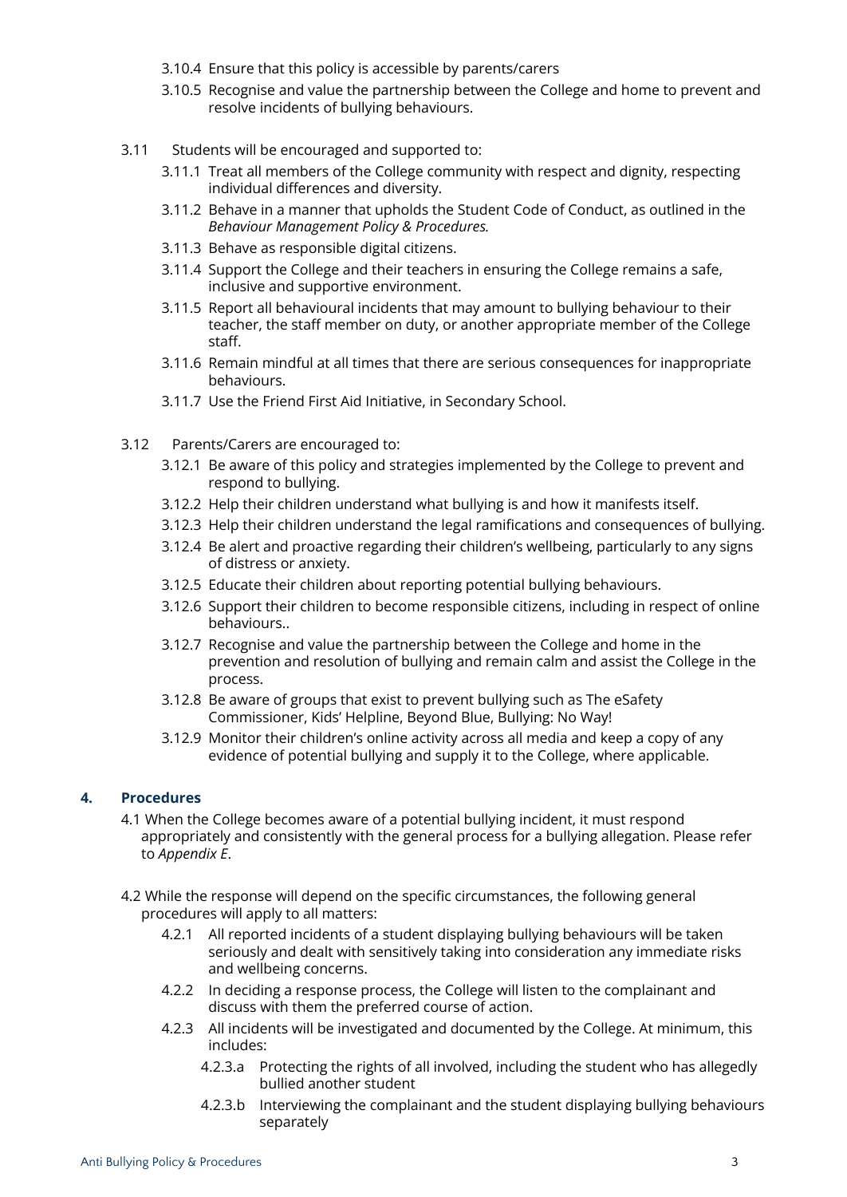- 3.10.4 Ensure that this policy is accessible by parents/carers
- 3.10.5 Recognise and value the partnership between the College and home to prevent and resolve incidents of bullying behaviours.

3.11 Students will be encouraged and supported to:

- 3.11.1 Treat all members of the College community with respect and dignity, respecting individual differences and diversity.
- 3.11.2 Behave in a manner that upholds the Student Code of Conduct, as outlined in the *Behaviour Management Policy & Procedures.*
- 3.11.3 Behave as responsible digital citizens.
- 3.11.4 Support the College and their teachers in ensuring the College remains a safe, inclusive and supportive environment.
- 3.11.5 Report all behavioural incidents that may amount to bullying behaviour to their teacher, the staff member on duty, or another appropriate member of the College staff.
- 3.11.6 Remain mindful at all times that there are serious consequences for inappropriate behaviours.
- 3.11.7 Use the Friend First Aid Initiative, in Secondary School.

3.12 Parents/Carers are encouraged to:

- 3.12.1 Be aware of this policy and strategies implemented by the College to prevent and respond to bullying.
- 3.12.2 Help their children understand what bullying is and how it manifests itself.
- 3.12.3 Help their children understand the legal ramifications and consequences of bullying.
- 3.12.4 Be alert and proactive regarding their children's wellbeing, particularly to any signs of distress or anxiety.
- 3.12.5 Educate their children about reporting potential bullying behaviours.
- 3.12.6 Support their children to become responsible citizens, including in respect of online behaviours..
- 3.12.7 Recognise and value the partnership between the College and home in the prevention and resolution of bullying and remain calm and assist the College in the process.
- 3.12.8 Be aware of groups that exist to prevent bullying such as The eSafety Commissioner, Kids' Helpline, Beyond Blue, Bullying: No Way!
- 3.12.9 Monitor their children's online activity across all media and keep a copy of any evidence of potential bullying and supply it to the College, where applicable.

## 4. Procedures

4.1 When the College becomes aware of a potential bullying incident, it must respond appropriately and consistently with the general process for a bullying allegation. Please refer to *Appendix E*.

4.2 While the response will depend on the specific circumstances, the following general procedures will apply to all matters:

- 4.2.1 All reported incidents of a student displaying bullying behaviours will be taken seriously and dealt with sensitively taking into consideration any immediate risks and wellbeing concerns.
- 4.2.2 In deciding a response process, the College will listen to the complainant and discuss with them the preferred course of action.
- 4.2.3 All incidents will be investigated and documented by the College. At minimum, this includes:
  - 4.2.3.a Protecting the rights of all involved, including the student who has allegedly bullied another student
  - 4.2.3.b Interviewing the complainant and the student displaying bullying behaviours separately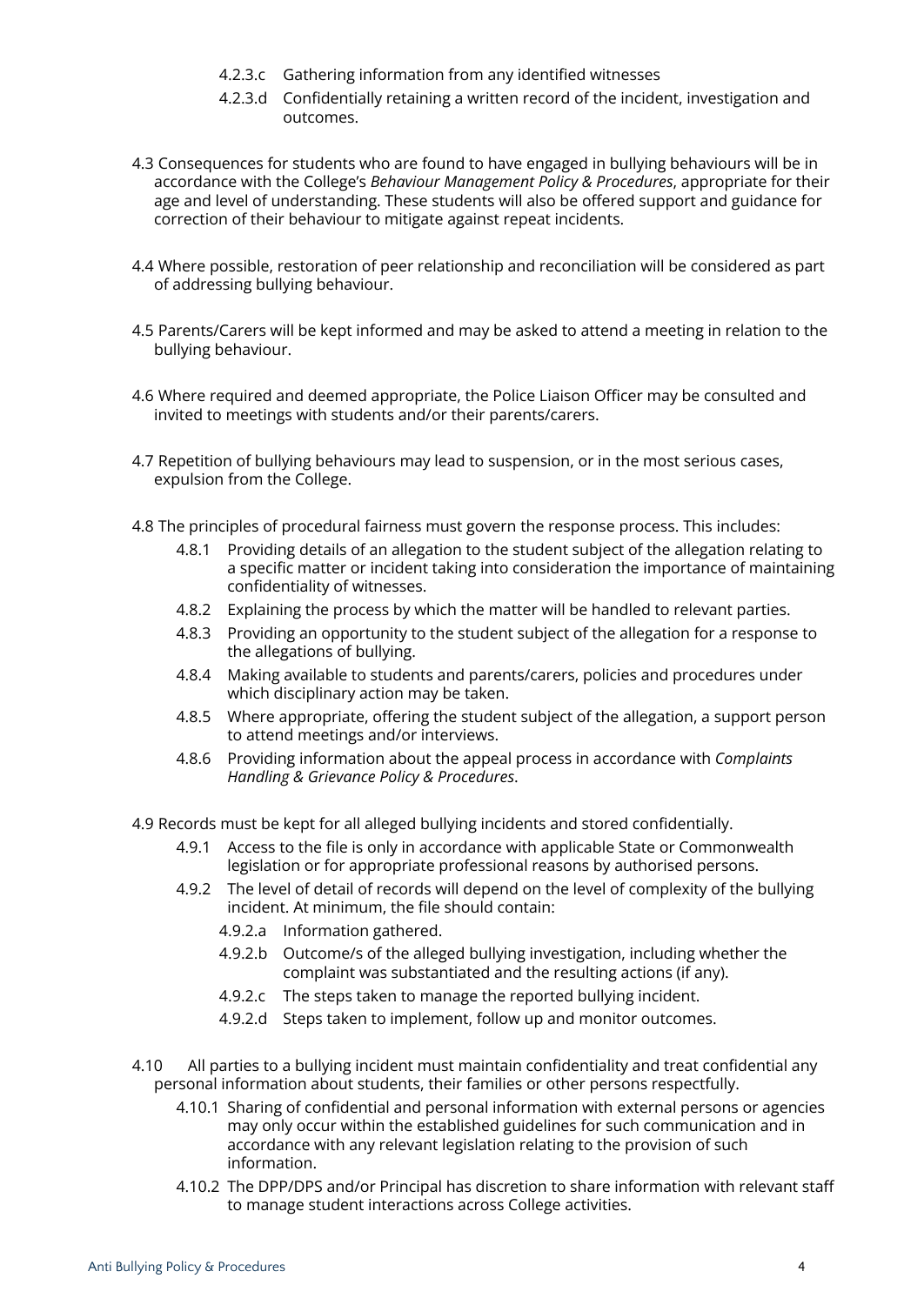4.2.3.c Gathering information from any identified witnesses

4.2.3.d Confidentially retaining a written record of the incident, investigation and outcomes.

4.3 Consequences for students who are found to have engaged in bullying behaviours will be in accordance with the College's *Behaviour Management Policy & Procedures*, appropriate for their age and level of understanding. These students will also be offered support and guidance for correction of their behaviour to mitigate against repeat incidents.

4.4 Where possible, restoration of peer relationship and reconciliation will be considered as part of addressing bullying behaviour.

4.5 Parents/Carers will be kept informed and may be asked to attend a meeting in relation to the bullying behaviour.

4.6 Where required and deemed appropriate, the Police Liaison Officer may be consulted and invited to meetings with students and/or their parents/carers.

4.7 Repetition of bullying behaviours may lead to suspension, or in the most serious cases, expulsion from the College.

4.8 The principles of procedural fairness must govern the response process. This includes:

4.8.1 Providing details of an allegation to the student subject of the allegation relating to a specific matter or incident taking into consideration the importance of maintaining confidentiality of witnesses.

4.8.2 Explaining the process by which the matter will be handled to relevant parties.

4.8.3 Providing an opportunity to the student subject of the allegation for a response to the allegations of bullying.

4.8.4 Making available to students and parents/carers, policies and procedures under which disciplinary action may be taken.

4.8.5 Where appropriate, offering the student subject of the allegation, a support person to attend meetings and/or interviews.

4.8.6 Providing information about the appeal process in accordance with *Complaints Handling & Grievance Policy & Procedures*.

4.9 Records must be kept for all alleged bullying incidents and stored confidentially.

4.9.1 Access to the file is only in accordance with applicable State or Commonwealth legislation or for appropriate professional reasons by authorised persons.

4.9.2 The level of detail of records will depend on the level of complexity of the bullying incident. At minimum, the file should contain:

4.9.2.a Information gathered.

4.9.2.b Outcome/s of the alleged bullying investigation, including whether the complaint was substantiated and the resulting actions (if any).

4.9.2.c The steps taken to manage the reported bullying incident.

4.9.2.d Steps taken to implement, follow up and monitor outcomes.

4.10 All parties to a bullying incident must maintain confidentiality and treat confidential any personal information about students, their families or other persons respectfully.

4.10.1 Sharing of confidential and personal information with external persons or agencies may only occur within the established guidelines for such communication and in accordance with any relevant legislation relating to the provision of such information.

4.10.2 The DPP/DPS and/or Principal has discretion to share information with relevant staff to manage student interactions across College activities.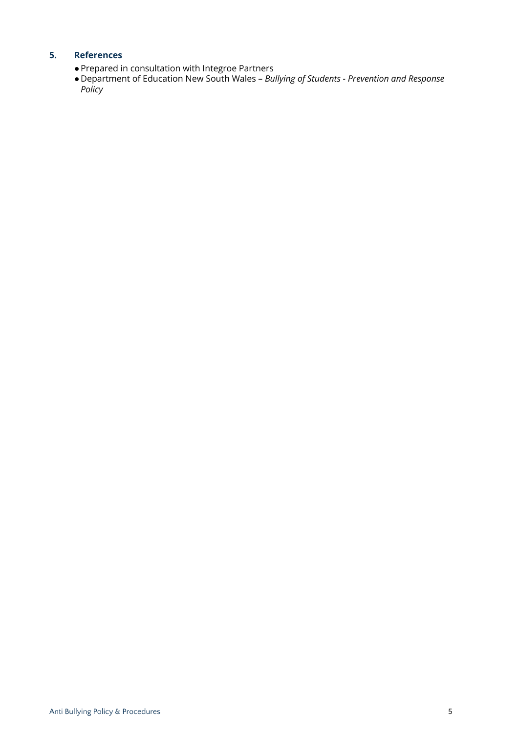## 5. References

- Prepared in consultation with Integroe Partners
- Department of Education New South Wales – *Bullying of Students - Prevention and Response Policy*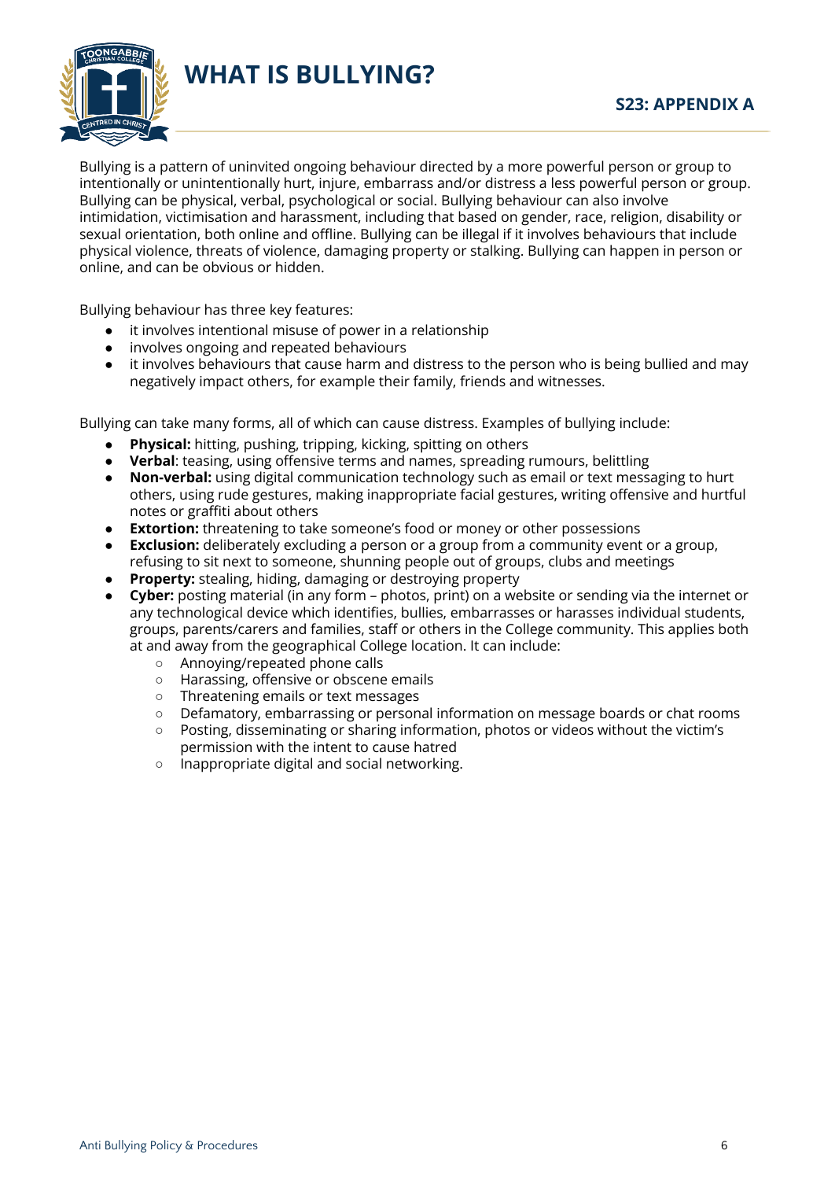# WHAT IS BULLYING?

## S23: APPENDIX A

Bullying is a pattern of uninvited ongoing behaviour directed by a more powerful person or group to intentionally or unintentionally hurt, injure, embarrass and/or distress a less powerful person or group. Bullying can be physical, verbal, psychological or social. Bullying behaviour can also involve intimidation, victimisation and harassment, including that based on gender, race, religion, disability or sexual orientation, both online and offline. Bullying can be illegal if it involves behaviours that include physical violence, threats of violence, damaging property or stalking. Bullying can happen in person or online, and can be obvious or hidden.

Bullying behaviour has three key features:

- it involves intentional misuse of power in a relationship
- involves ongoing and repeated behaviours
- it involves behaviours that cause harm and distress to the person who is being bullied and may negatively impact others, for example their family, friends and witnesses.

Bullying can take many forms, all of which can cause distress. Examples of bullying include:

- **Physical:** hitting, pushing, tripping, kicking, spitting on others
- **Verbal**: teasing, using offensive terms and names, spreading rumours, belittling
- **Non-verbal:** using digital communication technology such as email or text messaging to hurt others, using rude gestures, making inappropriate facial gestures, writing offensive and hurtful notes or graffiti about others
- **Extortion:** threatening to take someone's food or money or other possessions
- **Exclusion:** deliberately excluding a person or a group from a community event or a group, refusing to sit next to someone, shunning people out of groups, clubs and meetings
- **Property:** stealing, hiding, damaging or destroying property
- **Cyber:** posting material (in any form – photos, print) on a website or sending via the internet or any technological device which identifies, bullies, embarrasses or harasses individual students, groups, parents/carers and families, staff or others in the College community. This applies both at and away from the geographical College location. It can include:
  - Annoying/repeated phone calls
  - Harassing, offensive or obscene emails
  - Threatening emails or text messages
  - Defamatory, embarrassing or personal information on message boards or chat rooms
  - Posting, disseminating or sharing information, photos or videos without the victim's permission with the intent to cause hatred
  - Inappropriate digital and social networking.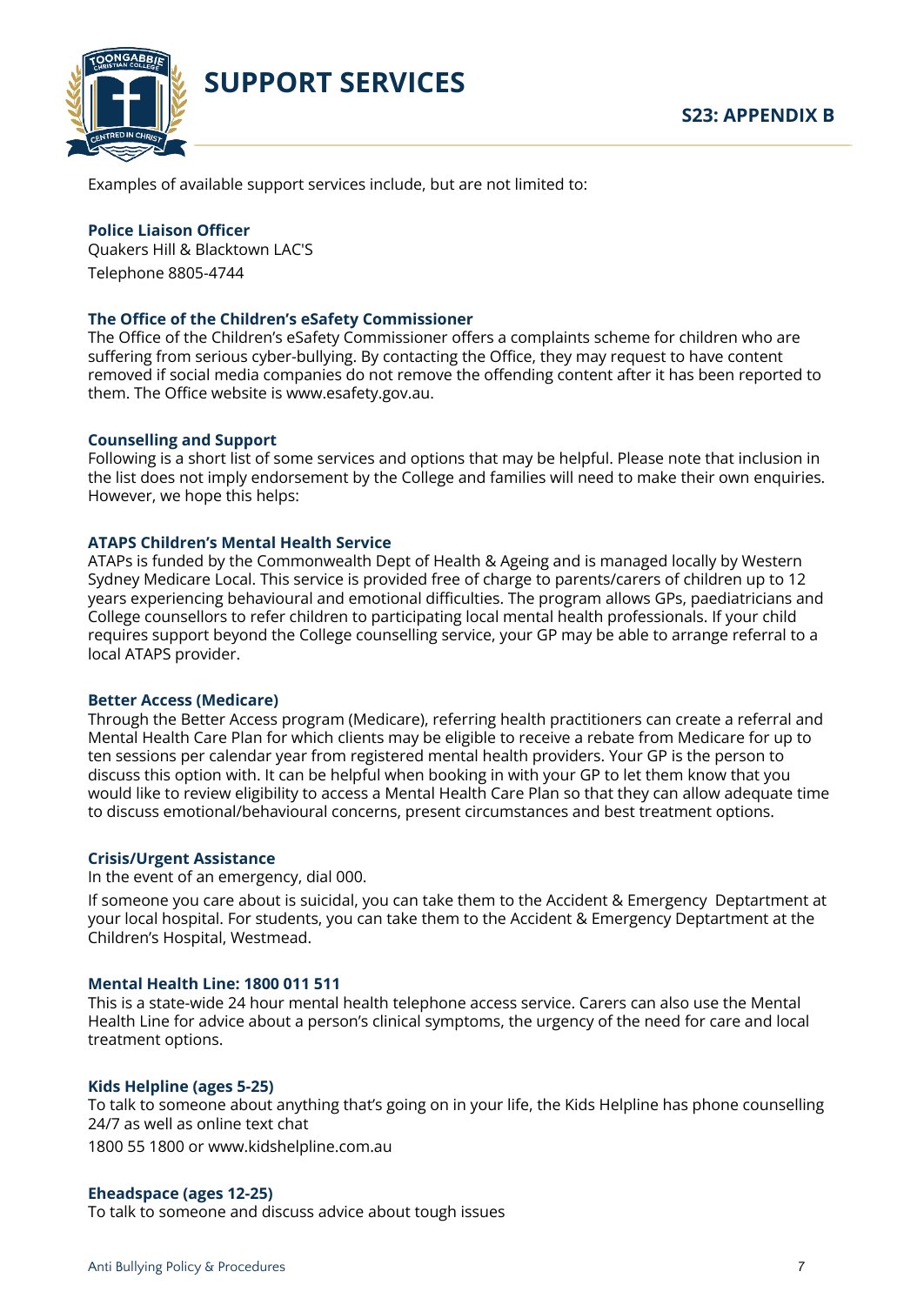# SUPPORT SERVICES

## S23: APPENDIX B

Examples of available support services include, but are not limited to:

### Police Liaison Officer

Quakers Hill & Blacktown LAC'S

Telephone 8805-4744

### The Office of the Children's eSafety Commissioner

The Office of the Children's eSafety Commissioner offers a complaints scheme for children who are suffering from serious cyber-bullying. By contacting the Office, they may request to have content removed if social media companies do not remove the offending content after it has been reported to them. The Office website is www.esafety.gov.au.

### Counselling and Support

Following is a short list of some services and options that may be helpful. Please note that inclusion in the list does not imply endorsement by the College and families will need to make their own enquiries. However, we hope this helps:

### ATAPS Children's Mental Health Service

ATAPs is funded by the Commonwealth Dept of Health & Ageing and is managed locally by Western Sydney Medicare Local. This service is provided free of charge to parents/carers of children up to 12 years experiencing behavioural and emotional difficulties. The program allows GPs, paediatricians and College counsellors to refer children to participating local mental health professionals. If your child requires support beyond the College counselling service, your GP may be able to arrange referral to a local ATAPS provider.

### Better Access (Medicare)

Through the Better Access program (Medicare), referring health practitioners can create a referral and Mental Health Care Plan for which clients may be eligible to receive a rebate from Medicare for up to ten sessions per calendar year from registered mental health providers. Your GP is the person to discuss this option with. It can be helpful when booking in with your GP to let them know that you would like to review eligibility to access a Mental Health Care Plan so that they can allow adequate time to discuss emotional/behavioural concerns, present circumstances and best treatment options.

### Crisis/Urgent Assistance

In the event of an emergency, dial 000.

If someone you care about is suicidal, you can take them to the Accident & Emergency Deptartment at your local hospital. For students, you can take them to the Accident & Emergency Deptartment at the Children's Hospital, Westmead.

### Mental Health Line: 1800 011 511

This is a state-wide 24 hour mental health telephone access service. Carers can also use the Mental Health Line for advice about a person's clinical symptoms, the urgency of the need for care and local treatment options.

### Kids Helpline (ages 5-25)

To talk to someone about anything that's going on in your life, the Kids Helpline has phone counselling 24/7 as well as online text chat

1800 55 1800 or www.kidshelpline.com.au

### Eheadspace (ages 12-25)

To talk to someone and discuss advice about tough issues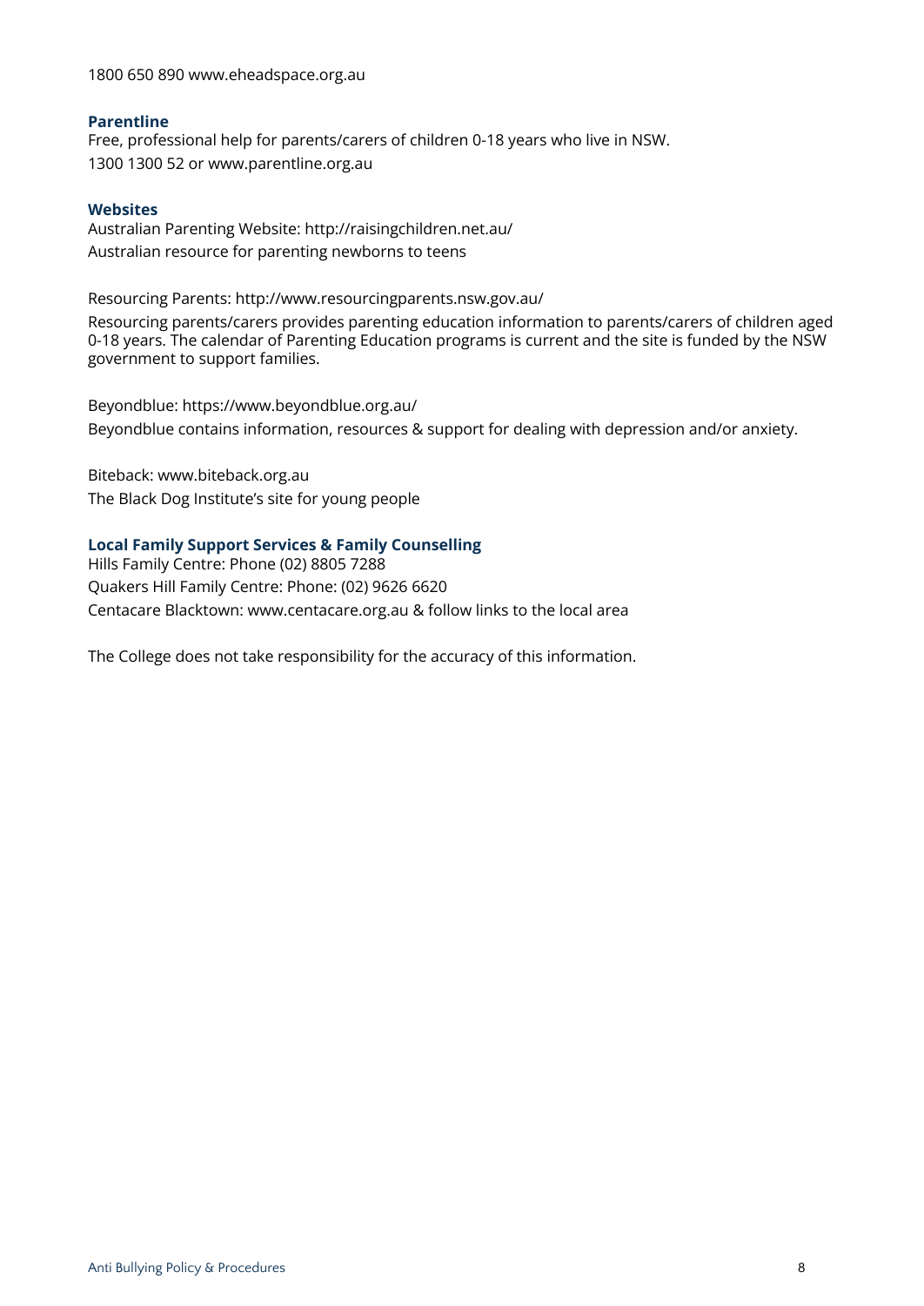1800 650 890 www.eheadspace.org.au

**Parentline**

Free, professional help for parents/carers of children 0-18 years who live in NSW.

1300 1300 52 or www.parentline.org.au

**Websites**

Australian Parenting Website: http://raisingchildren.net.au/

Australian resource for parenting newborns to teens

Resourcing Parents: http://www.resourcingparents.nsw.gov.au/

Resourcing parents/carers provides parenting education information to parents/carers of children aged 0-18 years. The calendar of Parenting Education programs is current and the site is funded by the NSW government to support families.

Beyondblue: https://www.beyondblue.org.au/

Beyondblue contains information, resources & support for dealing with depression and/or anxiety.

Biteback: www.biteback.org.au

The Black Dog Institute's site for young people

**Local Family Support Services & Family Counselling**

Hills Family Centre: Phone (02) 8805 7288

Quakers Hill Family Centre: Phone: (02) 9626 6620

Centacare Blacktown: www.centacare.org.au & follow links to the local area

The College does not take responsibility for the accuracy of this information.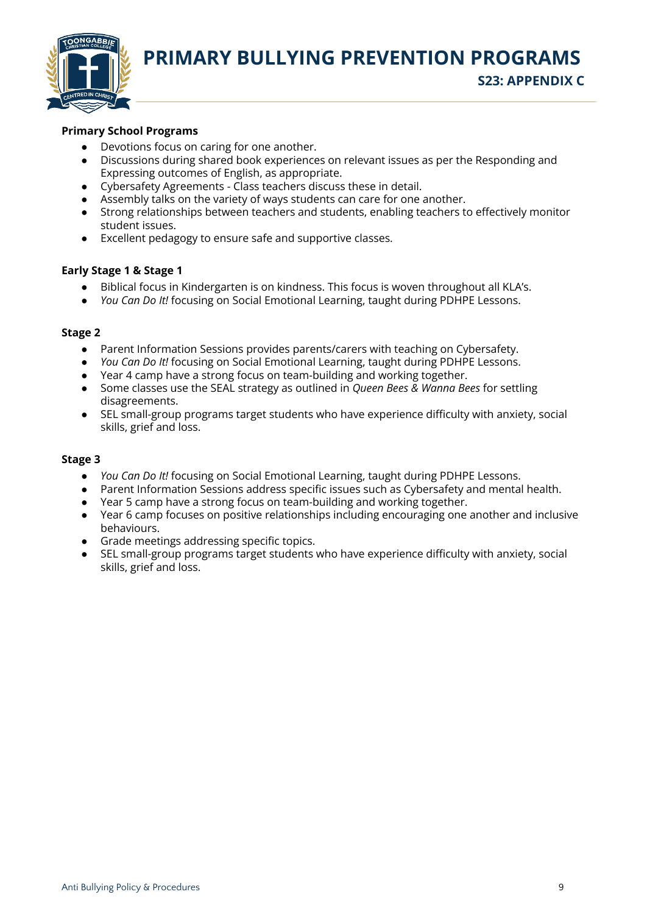# PRIMARY BULLYING PREVENTION PROGRAMS

## S23: APPENDIX C

**Primary School Programs**

- Devotions focus on caring for one another.
- Discussions during shared book experiences on relevant issues as per the Responding and Expressing outcomes of English, as appropriate.
- Cybersafety Agreements - Class teachers discuss these in detail.
- Assembly talks on the variety of ways students can care for one another.
- Strong relationships between teachers and students, enabling teachers to effectively monitor student issues.
- Excellent pedagogy to ensure safe and supportive classes.

**Early Stage 1 & Stage 1**

- Biblical focus in Kindergarten is on kindness. This focus is woven throughout all KLA's.
- *You Can Do It!* focusing on Social Emotional Learning, taught during PDHPE Lessons.

**Stage 2**

- Parent Information Sessions provides parents/carers with teaching on Cybersafety.
- *You Can Do It!* focusing on Social Emotional Learning, taught during PDHPE Lessons.
- Year 4 camp have a strong focus on team-building and working together.
- Some classes use the SEAL strategy as outlined in *Queen Bees & Wanna Bees* for settling disagreements.
- SEL small-group programs target students who have experience difficulty with anxiety, social skills, grief and loss.

**Stage 3**

- *You Can Do It!* focusing on Social Emotional Learning, taught during PDHPE Lessons.
- Parent Information Sessions address specific issues such as Cybersafety and mental health.
- Year 5 camp have a strong focus on team-building and working together.
- Year 6 camp focuses on positive relationships including encouraging one another and inclusive behaviours.
- Grade meetings addressing specific topics.
- SEL small-group programs target students who have experience difficulty with anxiety, social skills, grief and loss.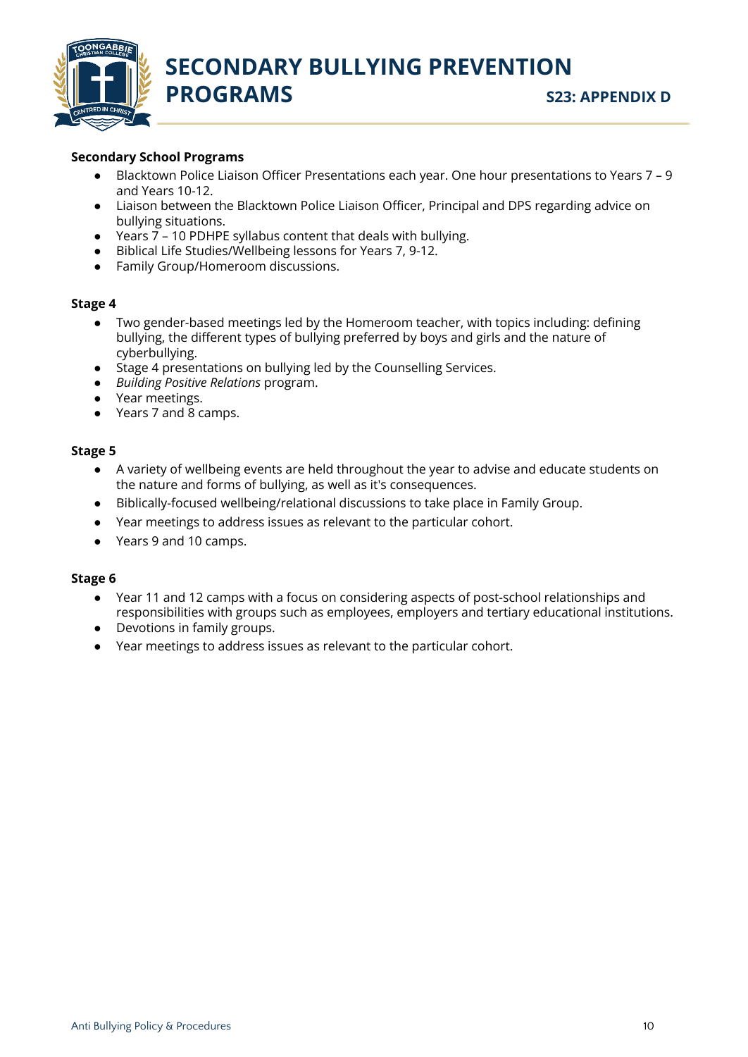# SECONDARY BULLYING PREVENTION PROGRAMS

**S23: APPENDIX D**

**Secondary School Programs**

- Blacktown Police Liaison Officer Presentations each year. One hour presentations to Years 7 – 9 and Years 10-12.
- Liaison between the Blacktown Police Liaison Officer, Principal and DPS regarding advice on bullying situations.
- Years 7 – 10 PDHPE syllabus content that deals with bullying.
- Biblical Life Studies/Wellbeing lessons for Years 7, 9-12.
- Family Group/Homeroom discussions.

**Stage 4**

- Two gender-based meetings led by the Homeroom teacher, with topics including: defining bullying, the different types of bullying preferred by boys and girls and the nature of cyberbullying.
- Stage 4 presentations on bullying led by the Counselling Services.
- *Building Positive Relations* program.
- Year meetings.
- Years 7 and 8 camps.

**Stage 5**

- A variety of wellbeing events are held throughout the year to advise and educate students on the nature and forms of bullying, as well as it's consequences.
- Biblically-focused wellbeing/relational discussions to take place in Family Group.
- Year meetings to address issues as relevant to the particular cohort.
- Years 9 and 10 camps.

**Stage 6**

- Year 11 and 12 camps with a focus on considering aspects of post-school relationships and responsibilities with groups such as employees, employers and tertiary educational institutions.
- Devotions in family groups.
- Year meetings to address issues as relevant to the particular cohort.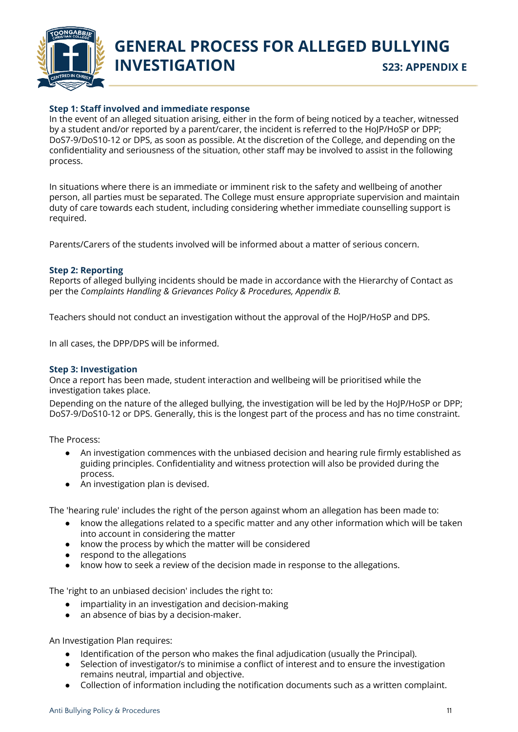# GENERAL PROCESS FOR ALLEGED BULLYING INVESTIGATION

**S23: APPENDIX E**

### Step 1: Staff involved and immediate response

In the event of an alleged situation arising, either in the form of being noticed by a teacher, witnessed by a student and/or reported by a parent/carer, the incident is referred to the HoJP/HoSP or DPP; DoS7-9/DoS10-12 or DPS, as soon as possible. At the discretion of the College, and depending on the confidentiality and seriousness of the situation, other staff may be involved to assist in the following process.

In situations where there is an immediate or imminent risk to the safety and wellbeing of another person, all parties must be separated. The College must ensure appropriate supervision and maintain duty of care towards each student, including considering whether immediate counselling support is required.

Parents/Carers of the students involved will be informed about a matter of serious concern.

### Step 2: Reporting

Reports of alleged bullying incidents should be made in accordance with the Hierarchy of Contact as per the *Complaints Handling & Grievances Policy & Procedures, Appendix B.*

Teachers should not conduct an investigation without the approval of the HoJP/HoSP and DPS.

In all cases, the DPP/DPS will be informed.

### Step 3: Investigation

Once a report has been made, student interaction and wellbeing will be prioritised while the investigation takes place.

Depending on the nature of the alleged bullying, the investigation will be led by the HoJP/HoSP or DPP; DoS7-9/DoS10-12 or DPS. Generally, this is the longest part of the process and has no time constraint.

The Process:

- An investigation commences with the unbiased decision and hearing rule firmly established as guiding principles. Confidentiality and witness protection will also be provided during the process.
- An investigation plan is devised.

The 'hearing rule' includes the right of the person against whom an allegation has been made to:

- know the allegations related to a specific matter and any other information which will be taken into account in considering the matter
- know the process by which the matter will be considered
- respond to the allegations
- know how to seek a review of the decision made in response to the allegations.

The 'right to an unbiased decision' includes the right to:

- impartiality in an investigation and decision-making
- an absence of bias by a decision-maker.

An Investigation Plan requires:

- Identification of the person who makes the final adjudication (usually the Principal).
- Selection of investigator/s to minimise a conflict of interest and to ensure the investigation remains neutral, impartial and objective.
- Collection of information including the notification documents such as a written complaint.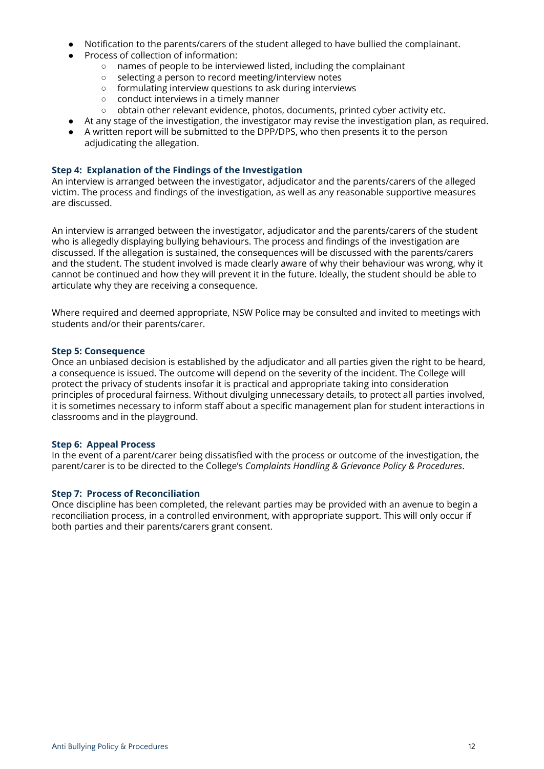- Notification to the parents/carers of the student alleged to have bullied the complainant.
- Process of collection of information:
  - names of people to be interviewed listed, including the complainant
  - selecting a person to record meeting/interview notes
  - formulating interview questions to ask during interviews
  - conduct interviews in a timely manner
  - obtain other relevant evidence, photos, documents, printed cyber activity etc.
- At any stage of the investigation, the investigator may revise the investigation plan, as required.
- A written report will be submitted to the DPP/DPS, who then presents it to the person adjudicating the allegation.

### Step 4: Explanation of the Findings of the Investigation

An interview is arranged between the investigator, adjudicator and the parents/carers of the alleged victim. The process and findings of the investigation, as well as any reasonable supportive measures are discussed.

An interview is arranged between the investigator, adjudicator and the parents/carers of the student who is allegedly displaying bullying behaviours. The process and findings of the investigation are discussed. If the allegation is sustained, the consequences will be discussed with the parents/carers and the student. The student involved is made clearly aware of why their behaviour was wrong, why it cannot be continued and how they will prevent it in the future. Ideally, the student should be able to articulate why they are receiving a consequence.

Where required and deemed appropriate, NSW Police may be consulted and invited to meetings with students and/or their parents/carer.

### Step 5: Consequence

Once an unbiased decision is established by the adjudicator and all parties given the right to be heard, a consequence is issued. The outcome will depend on the severity of the incident. The College will protect the privacy of students insofar it is practical and appropriate taking into consideration principles of procedural fairness. Without divulging unnecessary details, to protect all parties involved, it is sometimes necessary to inform staff about a specific management plan for student interactions in classrooms and in the playground.

### Step 6: Appeal Process

In the event of a parent/carer being dissatisfied with the process or outcome of the investigation, the parent/carer is to be directed to the College's *Complaints Handling & Grievance Policy & Procedures*.

### Step 7: Process of Reconciliation

Once discipline has been completed, the relevant parties may be provided with an avenue to begin a reconciliation process, in a controlled environment, with appropriate support. This will only occur if both parties and their parents/carers grant consent.